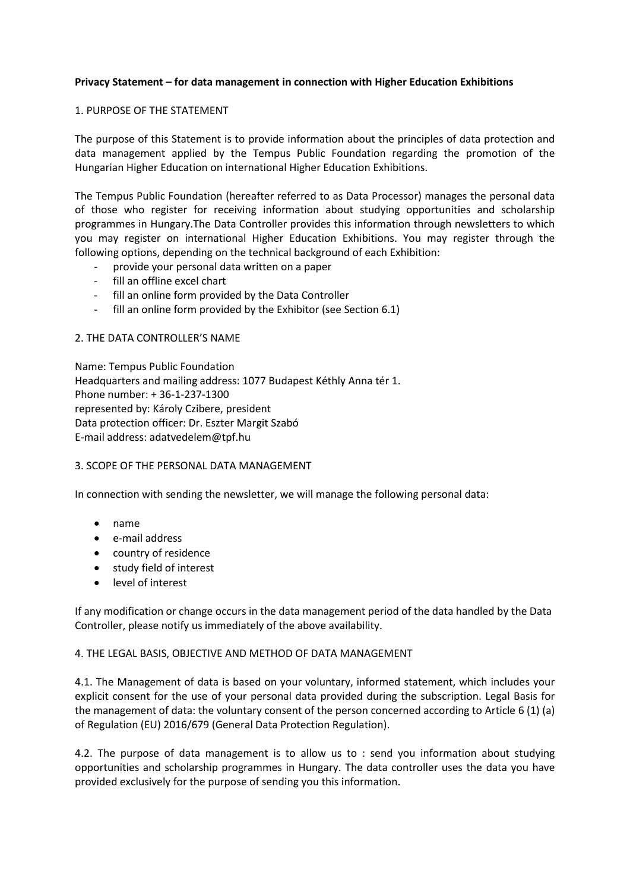**Privacy Statement – for data management in connection with Higher Education Exhibitions**

1. PURPOSE OF THE STATEMENT

The purpose of this Statement is to provide information about the principles of data protection and data management applied by the Tempus Public Foundation regarding the promotion of the Hungarian Higher Education on international Higher Education Exhibitions.

The Tempus Public Foundation (hereafter referred to as Data Processor) manages the personal data of those who register for receiving information about studying opportunities and scholarship programmes in Hungary.The Data Controller provides this information through newsletters to which you may register on international Higher Education Exhibitions. You may register through the following options, depending on the technical background of each Exhibition:

- provide your personal data written on a paper
- fill an offline excel chart
- fill an online form provided by the Data Controller
- fill an online form provided by the Exhibitor (see Section 6.1)

2. THE DATA CONTROLLER'S NAME

Name: Tempus Public Foundation
Headquarters and mailing address: 1077 Budapest Kéthly Anna tér 1.
Phone number: + 36-1-237-1300
represented by: Károly Czibere, president
Data protection officer: Dr. Eszter Margit Szabó
E-mail address: adatvedelem@tpf.hu

3. SCOPE OF THE PERSONAL DATA MANAGEMENT

In connection with sending the newsletter, we will manage the following personal data:

- name
- e-mail address
- country of residence
- study field of interest
- level of interest

If any modification or change occurs in the data management period of the data handled by the Data Controller, please notify us immediately of the above availability.

4. THE LEGAL BASIS, OBJECTIVE AND METHOD OF DATA MANAGEMENT

4.1. The Management of data is based on your voluntary, informed statement, which includes your explicit consent for the use of your personal data provided during the subscription. Legal Basis for the management of data: the voluntary consent of the person concerned according to Article 6 (1) (a) of Regulation (EU) 2016/679 (General Data Protection Regulation).

4.2. The purpose of data management is to allow us to : send you information about studying opportunities and scholarship programmes in Hungary. The data controller uses the data you have provided exclusively for the purpose of sending you this information.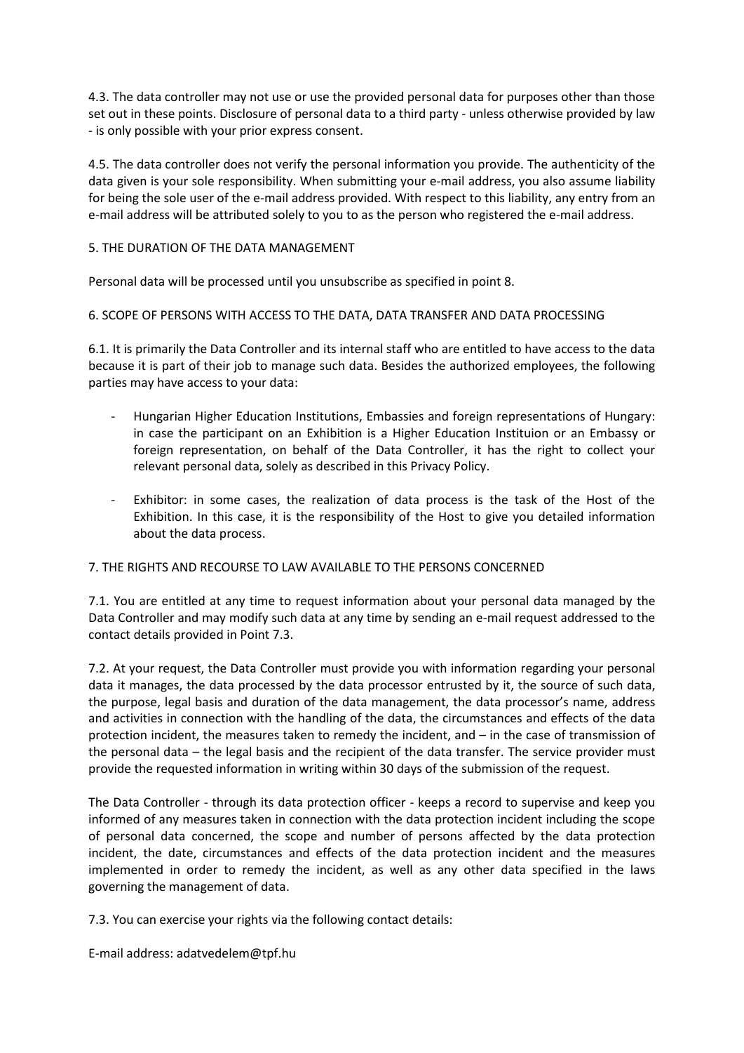4.3. The data controller may not use or use the provided personal data for purposes other than those set out in these points. Disclosure of personal data to a third party - unless otherwise provided by law - is only possible with your prior express consent.

4.5. The data controller does not verify the personal information you provide. The authenticity of the data given is your sole responsibility. When submitting your e-mail address, you also assume liability for being the sole user of the e-mail address provided. With respect to this liability, any entry from an e-mail address will be attributed solely to you to as the person who registered the e-mail address.

## 5. THE DURATION OF THE DATA MANAGEMENT

Personal data will be processed until you unsubscribe as specified in point 8.

## 6. SCOPE OF PERSONS WITH ACCESS TO THE DATA, DATA TRANSFER AND DATA PROCESSING

6.1. It is primarily the Data Controller and its internal staff who are entitled to have access to the data because it is part of their job to manage such data. Besides the authorized employees, the following parties may have access to your data:

- Hungarian Higher Education Institutions, Embassies and foreign representations of Hungary: in case the participant on an Exhibition is a Higher Education Instituion or an Embassy or foreign representation, on behalf of the Data Controller, it has the right to collect your relevant personal data, solely as described in this Privacy Policy.

- Exhibitor: in some cases, the realization of data process is the task of the Host of the Exhibition. In this case, it is the responsibility of the Host to give you detailed information about the data process.

## 7. THE RIGHTS AND RECOURSE TO LAW AVAILABLE TO THE PERSONS CONCERNED

7.1. You are entitled at any time to request information about your personal data managed by the Data Controller and may modify such data at any time by sending an e-mail request addressed to the contact details provided in Point 7.3.

7.2. At your request, the Data Controller must provide you with information regarding your personal data it manages, the data processed by the data processor entrusted by it, the source of such data, the purpose, legal basis and duration of the data management, the data processor's name, address and activities in connection with the handling of the data, the circumstances and effects of the data protection incident, the measures taken to remedy the incident, and – in the case of transmission of the personal data – the legal basis and the recipient of the data transfer. The service provider must provide the requested information in writing within 30 days of the submission of the request.

The Data Controller - through its data protection officer - keeps a record to supervise and keep you informed of any measures taken in connection with the data protection incident including the scope of personal data concerned, the scope and number of persons affected by the data protection incident, the date, circumstances and effects of the data protection incident and the measures implemented in order to remedy the incident, as well as any other data specified in the laws governing the management of data.

7.3. You can exercise your rights via the following contact details:

E-mail address: adatvedelem@tpf.hu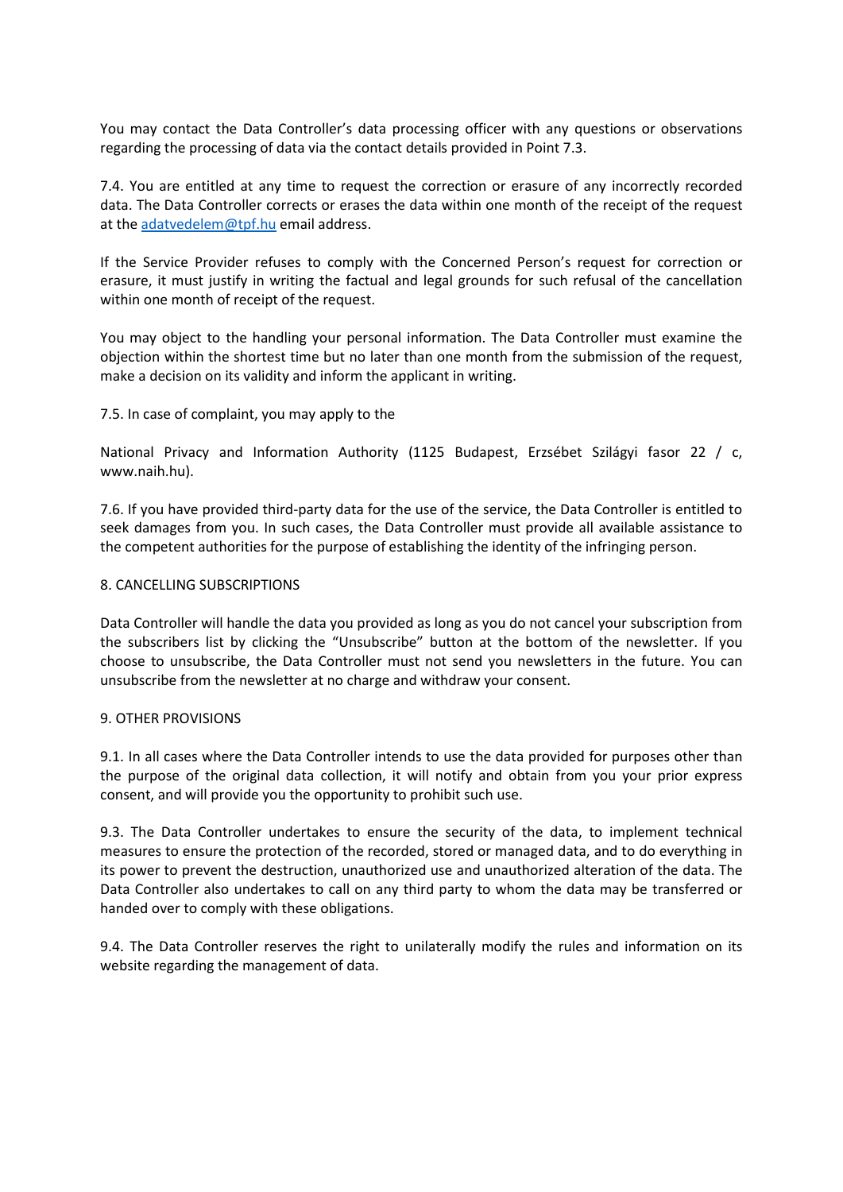You may contact the Data Controller's data processing officer with any questions or observations regarding the processing of data via the contact details provided in Point 7.3.

7.4. You are entitled at any time to request the correction or erasure of any incorrectly recorded data. The Data Controller corrects or erases the data within one month of the receipt of the request at the adatvedelem@tpf.hu email address.

If the Service Provider refuses to comply with the Concerned Person's request for correction or erasure, it must justify in writing the factual and legal grounds for such refusal of the cancellation within one month of receipt of the request.

You may object to the handling your personal information. The Data Controller must examine the objection within the shortest time but no later than one month from the submission of the request, make a decision on its validity and inform the applicant in writing.

7.5. In case of complaint, you may apply to the

National Privacy and Information Authority (1125 Budapest, Erzsébet Szilágyi fasor 22 / c, www.naih.hu).

7.6. If you have provided third-party data for the use of the service, the Data Controller is entitled to seek damages from you. In such cases, the Data Controller must provide all available assistance to the competent authorities for the purpose of establishing the identity of the infringing person.

## 8. CANCELLING SUBSCRIPTIONS

Data Controller will handle the data you provided as long as you do not cancel your subscription from the subscribers list by clicking the "Unsubscribe" button at the bottom of the newsletter. If you choose to unsubscribe, the Data Controller must not send you newsletters in the future. You can unsubscribe from the newsletter at no charge and withdraw your consent.

## 9. OTHER PROVISIONS

9.1. In all cases where the Data Controller intends to use the data provided for purposes other than the purpose of the original data collection, it will notify and obtain from you your prior express consent, and will provide you the opportunity to prohibit such use.

9.3. The Data Controller undertakes to ensure the security of the data, to implement technical measures to ensure the protection of the recorded, stored or managed data, and to do everything in its power to prevent the destruction, unauthorized use and unauthorized alteration of the data. The Data Controller also undertakes to call on any third party to whom the data may be transferred or handed over to comply with these obligations.

9.4. The Data Controller reserves the right to unilaterally modify the rules and information on its website regarding the management of data.